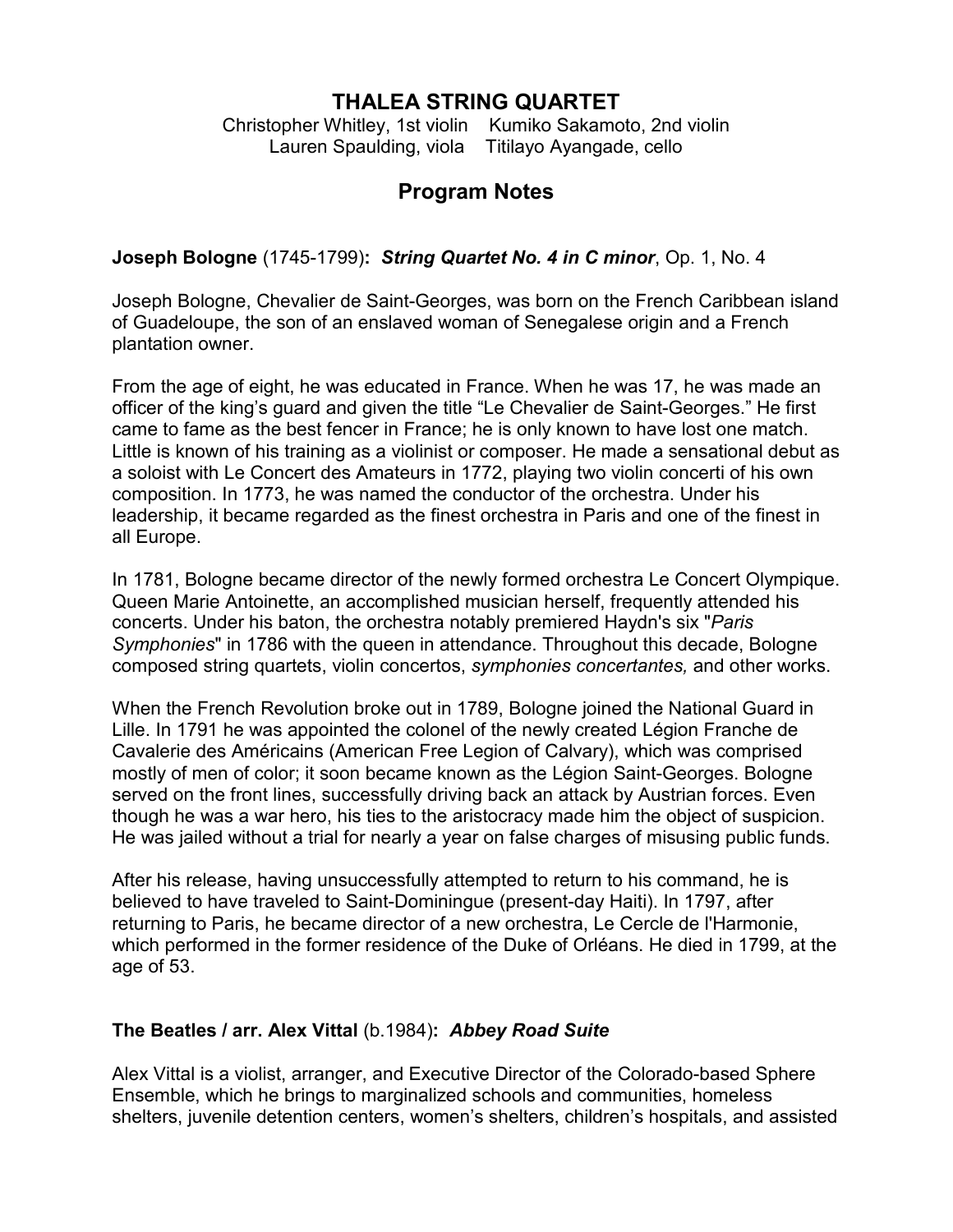# THALEA STRING QUARTET

Christopher Whitley, 1st violin    Kumiko Sakamoto, 2nd violin
Lauren Spaulding, viola    Titilayo Ayangade, cello

## Program Notes

**Joseph Bologne** (1745-1799)**:** ***String Quartet No. 4 in C minor***, Op. 1, No. 4

Joseph Bologne, Chevalier de Saint-Georges, was born on the French Caribbean island of Guadeloupe, the son of an enslaved woman of Senegalese origin and a French plantation owner.

From the age of eight, he was educated in France. When he was 17, he was made an officer of the king's guard and given the title "Le Chevalier de Saint-Georges." He first came to fame as the best fencer in France; he is only known to have lost one match. Little is known of his training as a violinist or composer. He made a sensational debut as a soloist with Le Concert des Amateurs in 1772, playing two violin concerti of his own composition. In 1773, he was named the conductor of the orchestra. Under his leadership, it became regarded as the finest orchestra in Paris and one of the finest in all Europe.

In 1781, Bologne became director of the newly formed orchestra Le Concert Olympique. Queen Marie Antoinette, an accomplished musician herself, frequently attended his concerts. Under his baton, the orchestra notably premiered Haydn's six "*Paris Symphonies*" in 1786 with the queen in attendance. Throughout this decade, Bologne composed string quartets, violin concertos, *symphonies concertantes,* and other works.

When the French Revolution broke out in 1789, Bologne joined the National Guard in Lille. In 1791 he was appointed the colonel of the newly created Légion Franche de Cavalerie des Américains (American Free Legion of Calvary), which was comprised mostly of men of color; it soon became known as the Légion Saint-Georges. Bologne served on the front lines, successfully driving back an attack by Austrian forces. Even though he was a war hero, his ties to the aristocracy made him the object of suspicion. He was jailed without a trial for nearly a year on false charges of misusing public funds.

After his release, having unsuccessfully attempted to return to his command, he is believed to have traveled to Saint-Dominingue (present-day Haiti). In 1797, after returning to Paris, he became director of a new orchestra, Le Cercle de l'Harmonie, which performed in the former residence of the Duke of Orléans. He died in 1799, at the age of 53.

**The Beatles / arr. Alex Vittal** (b.1984)**:** ***Abbey Road Suite***

Alex Vittal is a violist, arranger, and Executive Director of the Colorado-based Sphere Ensemble, which he brings to marginalized schools and communities, homeless shelters, juvenile detention centers, women's shelters, children's hospitals, and assisted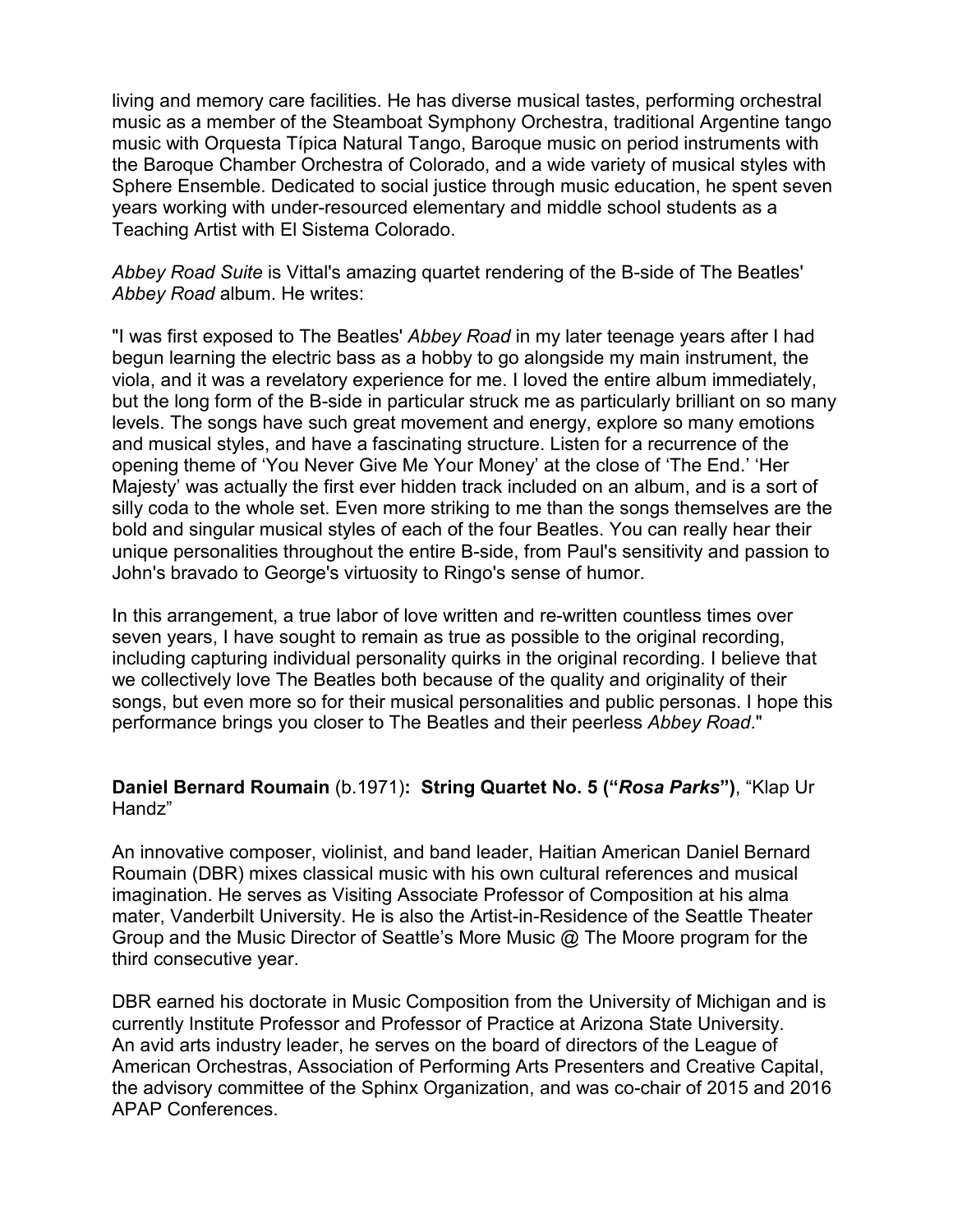living and memory care facilities. He has diverse musical tastes, performing orchestral music as a member of the Steamboat Symphony Orchestra, traditional Argentine tango music with Orquesta Típica Natural Tango, Baroque music on period instruments with the Baroque Chamber Orchestra of Colorado, and a wide variety of musical styles with Sphere Ensemble. Dedicated to social justice through music education, he spent seven years working with under-resourced elementary and middle school students as a Teaching Artist with El Sistema Colorado.

*Abbey Road Suite* is Vittal's amazing quartet rendering of the B-side of The Beatles' *Abbey Road* album. He writes:

"I was first exposed to The Beatles' *Abbey Road* in my later teenage years after I had begun learning the electric bass as a hobby to go alongside my main instrument, the viola, and it was a revelatory experience for me. I loved the entire album immediately, but the long form of the B-side in particular struck me as particularly brilliant on so many levels. The songs have such great movement and energy, explore so many emotions and musical styles, and have a fascinating structure. Listen for a recurrence of the opening theme of 'You Never Give Me Your Money' at the close of 'The End.' 'Her Majesty' was actually the first ever hidden track included on an album, and is a sort of silly coda to the whole set. Even more striking to me than the songs themselves are the bold and singular musical styles of each of the four Beatles. You can really hear their unique personalities throughout the entire B-side, from Paul's sensitivity and passion to John's bravado to George's virtuosity to Ringo's sense of humor.

In this arrangement, a true labor of love written and re-written countless times over seven years, I have sought to remain as true as possible to the original recording, including capturing individual personality quirks in the original recording. I believe that we collectively love The Beatles both because of the quality and originality of their songs, but even more so for their musical personalities and public personas. I hope this performance brings you closer to The Beatles and their peerless *Abbey Road*."

**Daniel Bernard Roumain** (b.1971)**: String Quartet No. 5 ("*Rosa Parks*")**, "Klap Ur Handz"

An innovative composer, violinist, and band leader, Haitian American Daniel Bernard Roumain (DBR) mixes classical music with his own cultural references and musical imagination. He serves as Visiting Associate Professor of Composition at his alma mater, Vanderbilt University. He is also the Artist-in-Residence of the Seattle Theater Group and the Music Director of Seattle's More Music @ The Moore program for the third consecutive year.

DBR earned his doctorate in Music Composition from the University of Michigan and is currently Institute Professor and Professor of Practice at Arizona State University. An avid arts industry leader, he serves on the board of directors of the League of American Orchestras, Association of Performing Arts Presenters and Creative Capital, the advisory committee of the Sphinx Organization, and was co-chair of 2015 and 2016 APAP Conferences.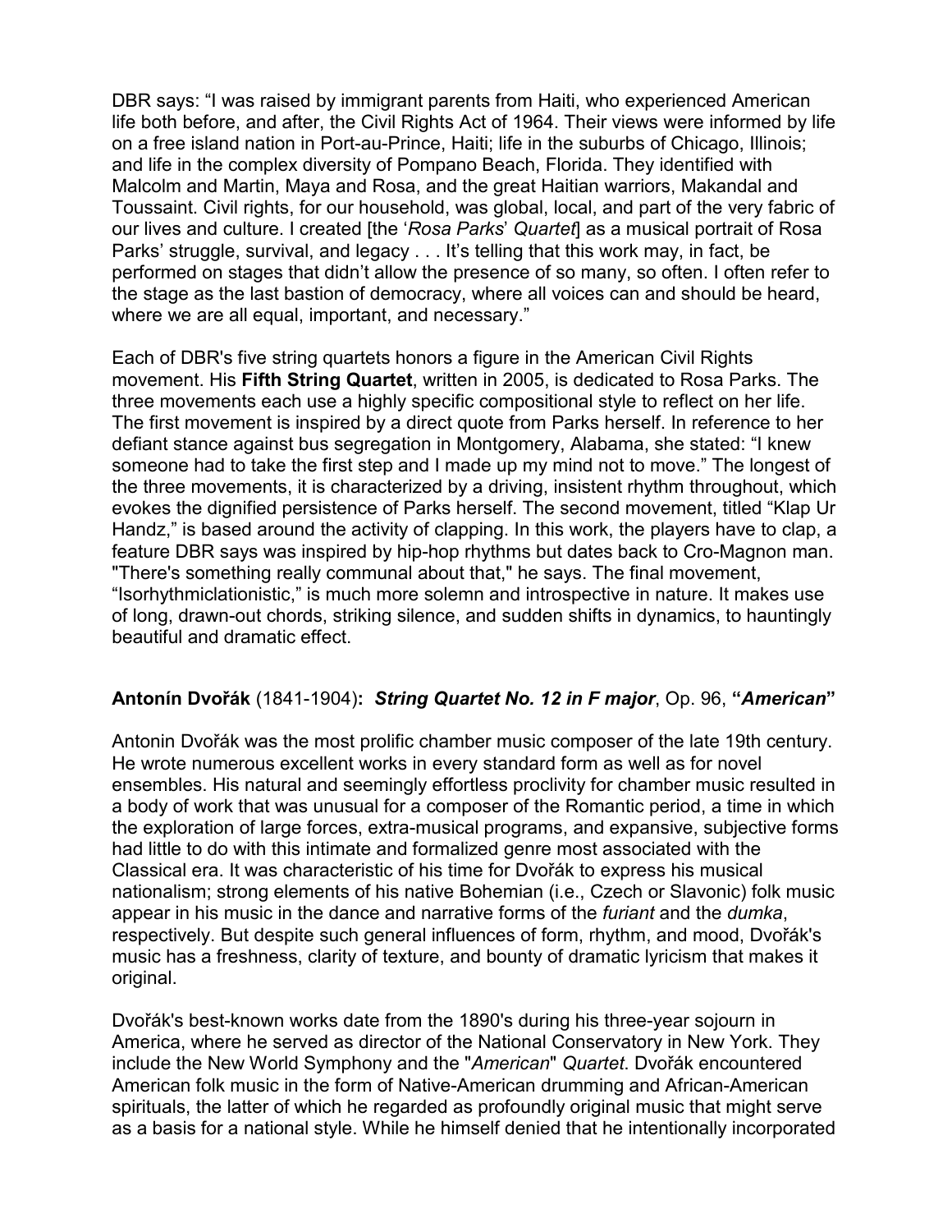DBR says: "I was raised by immigrant parents from Haiti, who experienced American life both before, and after, the Civil Rights Act of 1964. Their views were informed by life on a free island nation in Port-au-Prince, Haiti; life in the suburbs of Chicago, Illinois; and life in the complex diversity of Pompano Beach, Florida. They identified with Malcolm and Martin, Maya and Rosa, and the great Haitian warriors, Makandal and Toussaint. Civil rights, for our household, was global, local, and part of the very fabric of our lives and culture. I created [the '*Rosa Parks*' *Quartet*] as a musical portrait of Rosa Parks' struggle, survival, and legacy . . . It's telling that this work may, in fact, be performed on stages that didn't allow the presence of so many, so often. I often refer to the stage as the last bastion of democracy, where all voices can and should be heard, where we are all equal, important, and necessary."

Each of DBR's five string quartets honors a figure in the American Civil Rights movement. His **Fifth String Quartet**, written in 2005, is dedicated to Rosa Parks. The three movements each use a highly specific compositional style to reflect on her life. The first movement is inspired by a direct quote from Parks herself. In reference to her defiant stance against bus segregation in Montgomery, Alabama, she stated: "I knew someone had to take the first step and I made up my mind not to move." The longest of the three movements, it is characterized by a driving, insistent rhythm throughout, which evokes the dignified persistence of Parks herself. The second movement, titled "Klap Ur Handz," is based around the activity of clapping. In this work, the players have to clap, a feature DBR says was inspired by hip-hop rhythms but dates back to Cro-Magnon man. "There's something really communal about that," he says. The final movement, "Isorhythmiclationistic," is much more solemn and introspective in nature. It makes use of long, drawn-out chords, striking silence, and sudden shifts in dynamics, to hauntingly beautiful and dramatic effect.

## **Antonín Dvořák** (1841-1904)**:** ***String Quartet No. 12 in F major***, Op. 96, **"*American*"**

Antonin Dvořák was the most prolific chamber music composer of the late 19th century. He wrote numerous excellent works in every standard form as well as for novel ensembles. His natural and seemingly effortless proclivity for chamber music resulted in a body of work that was unusual for a composer of the Romantic period, a time in which the exploration of large forces, extra-musical programs, and expansive, subjective forms had little to do with this intimate and formalized genre most associated with the Classical era. It was characteristic of his time for Dvořák to express his musical nationalism; strong elements of his native Bohemian (i.e., Czech or Slavonic) folk music appear in his music in the dance and narrative forms of the *furiant* and the *dumka*, respectively. But despite such general influences of form, rhythm, and mood, Dvořák's music has a freshness, clarity of texture, and bounty of dramatic lyricism that makes it original.

Dvořák's best-known works date from the 1890's during his three-year sojourn in America, where he served as director of the National Conservatory in New York. They include the New World Symphony and the "*American*" *Quartet*. Dvořák encountered American folk music in the form of Native-American drumming and African-American spirituals, the latter of which he regarded as profoundly original music that might serve as a basis for a national style. While he himself denied that he intentionally incorporated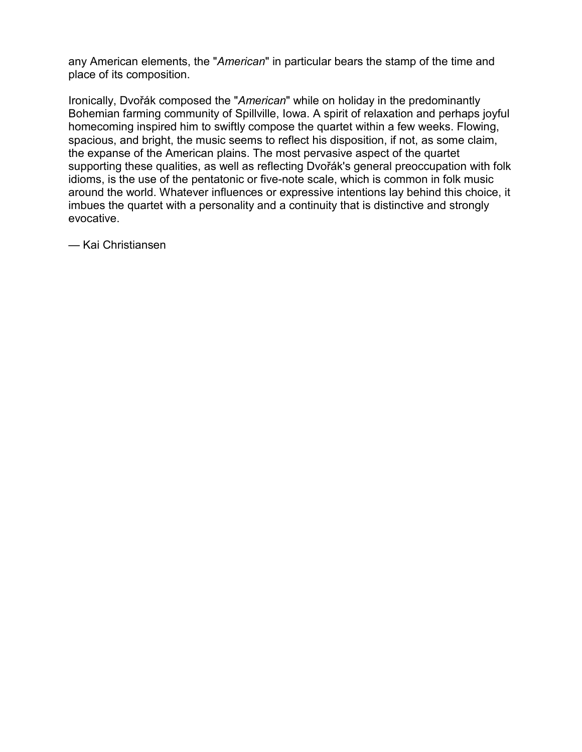any American elements, the "*American*" in particular bears the stamp of the time and place of its composition.

Ironically, Dvořák composed the "*American*" while on holiday in the predominantly Bohemian farming community of Spillville, Iowa. A spirit of relaxation and perhaps joyful homecoming inspired him to swiftly compose the quartet within a few weeks. Flowing, spacious, and bright, the music seems to reflect his disposition, if not, as some claim, the expanse of the American plains. The most pervasive aspect of the quartet supporting these qualities, as well as reflecting Dvořák's general preoccupation with folk idioms, is the use of the pentatonic or five-note scale, which is common in folk music around the world. Whatever influences or expressive intentions lay behind this choice, it imbues the quartet with a personality and a continuity that is distinctive and strongly evocative.

— Kai Christiansen